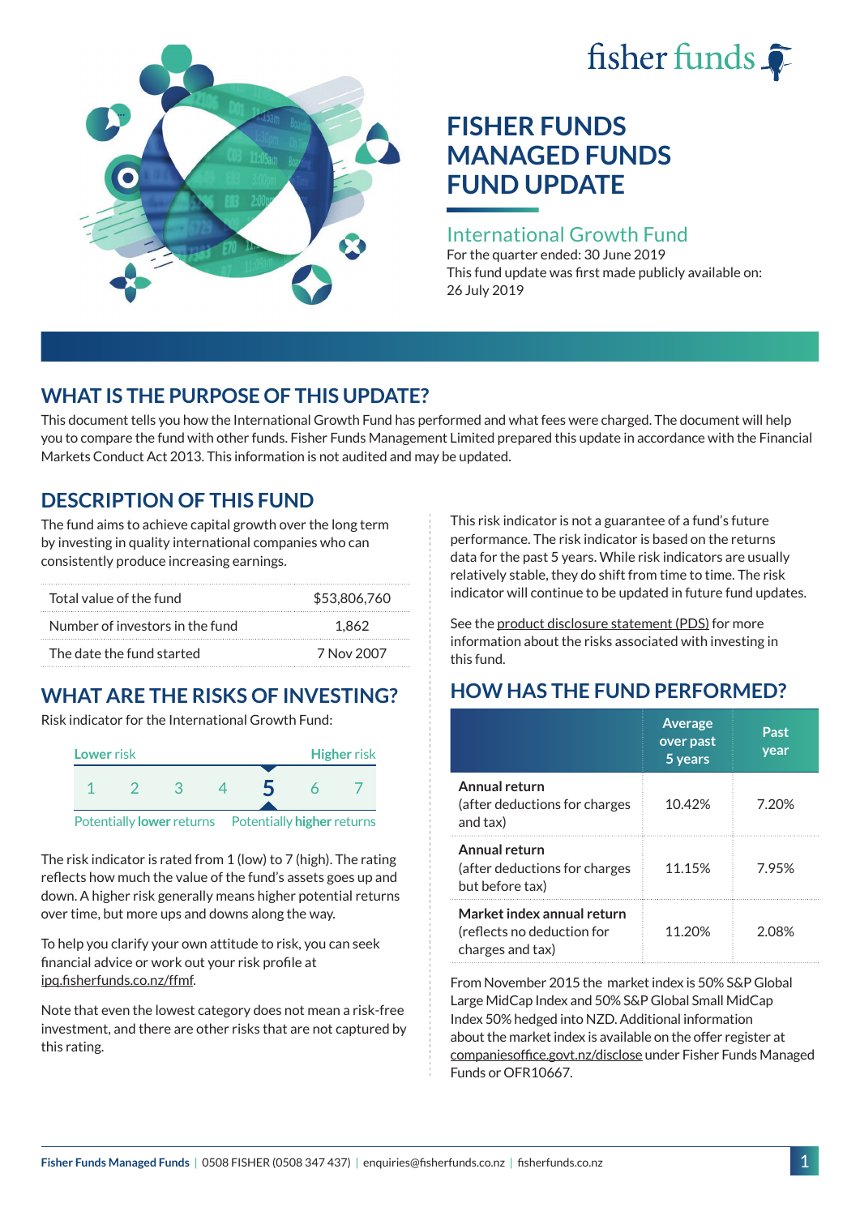fisher funds

# FISHER FUNDS MANAGED FUNDS FUND UPDATE

## International Growth Fund

For the quarter ended: 30 June 2019

This fund update was first made publicly available on: 26 July 2019

## WHAT IS THE PURPOSE OF THIS UPDATE?

This document tells you how the International Growth Fund has performed and what fees were charged. The document will help you to compare the fund with other funds. Fisher Funds Management Limited prepared this update in accordance with the Financial Markets Conduct Act 2013. This information is not audited and may be updated.

## DESCRIPTION OF THIS FUND

The fund aims to achieve capital growth over the long term by investing in quality international companies who can consistently produce increasing earnings.

| | |
|---|---|
| Total value of the fund | $53,806,760 |
| Number of investors in the fund | 1,862 |
| The date the fund started | 7 Nov 2007 |

## WHAT ARE THE RISKS OF INVESTING?

Risk indicator for the International Growth Fund:

Lower risk — Higher risk

1 2 3 4 **5** 6 7

Potentially **lower** returns — Potentially **higher** returns

The risk indicator is rated from 1 (low) to 7 (high). The rating reflects how much the value of the fund's assets goes up and down. A higher risk generally means higher potential returns over time, but more ups and downs along the way.

To help you clarify your own attitude to risk, you can seek financial advice or work out your risk profile at ipq.fisherfunds.co.nz/ffmf.

Note that even the lowest category does not mean a risk-free investment, and there are other risks that are not captured by this rating.

This risk indicator is not a guarantee of a fund's future performance. The risk indicator is based on the returns data for the past 5 years. While risk indicators are usually relatively stable, they do shift from time to time. The risk indicator will continue to be updated in future fund updates.

See the product disclosure statement (PDS) for more information about the risks associated with investing in this fund.

## HOW HAS THE FUND PERFORMED?

| | Average over past 5 years | Past year |
|---|---|---|
| **Annual return** (after deductions for charges and tax) | 10.42% | 7.20% |
| **Annual return** (after deductions for charges but before tax) | 11.15% | 7.95% |
| **Market index annual return** (reflects no deduction for charges and tax) | 11.20% | 2.08% |

From November 2015 the market index is 50% S&P Global Large MidCap Index and 50% S&P Global Small MidCap Index 50% hedged into NZD. Additional information about the market index is available on the offer register at companiesoffice.govt.nz/disclose under Fisher Funds Managed Funds or OFR10667.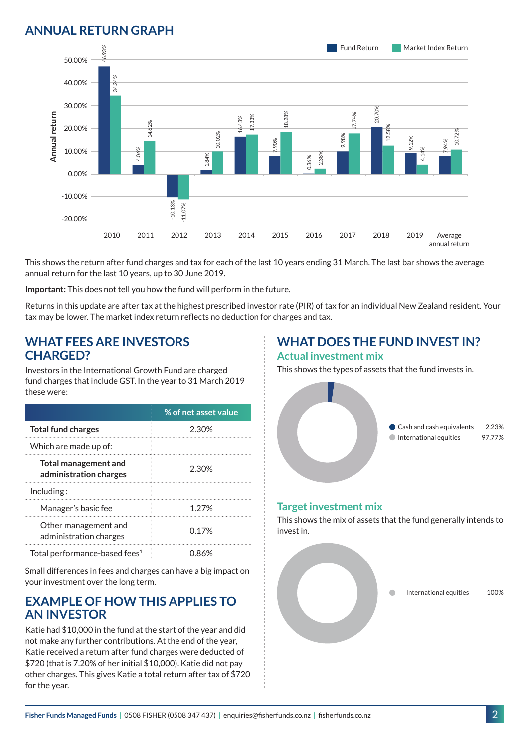## ANNUAL RETURN GRAPH

| Year | Fund Return | Market Index Return |
|---|---|---|
| 2010 | 46.93% | 34.24% |
| 2011 | 4.06% | 14.62% |
| 2012 | -10.13% | -11.07% |
| 2013 | 1.84% | 10.02% |
| 2014 | 16.43% | 17.33% |
| 2015 | 7.90% | 18.28% |
| 2016 | 0.36% | 2.38% |
| 2017 | 9.98% | 17.74% |
| 2018 | 20.70% | 12.58% |
| 2019 | 9.12% | 4.14% |
| Average annual return | 7.94% | 10.72% |

This shows the return after fund charges and tax for each of the last 10 years ending 31 March. The last bar shows the average annual return for the last 10 years, up to 30 June 2019.

**Important:** This does not tell you how the fund will perform in the future.

Returns in this update are after tax at the highest prescribed investor rate (PIR) of tax for an individual New Zealand resident. Your tax may be lower. The market index return reflects no deduction for charges and tax.

## WHAT FEES ARE INVESTORS CHARGED?

Investors in the International Growth Fund are charged fund charges that include GST. In the year to 31 March 2019 these were:

| | % of net asset value |
|---|---|
| **Total fund charges** | 2.30% |
| Which are made up of: | |
| **Total management and administration charges** | 2.30% |
| Including : | |
| Manager's basic fee | 1.27% |
| Other management and administration charges | 0.17% |
| Total performance-based fees[1] | 0.86% |

Small differences in fees and charges can have a big impact on your investment over the long term.

## EXAMPLE OF HOW THIS APPLIES TO AN INVESTOR

Katie had $10,000 in the fund at the start of the year and did not make any further contributions. At the end of the year, Katie received a return after fund charges were deducted of $720 (that is 7.20% of her initial $10,000). Katie did not pay other charges. This gives Katie a total return after tax of $720 for the year.

## WHAT DOES THE FUND INVEST IN?

### Actual investment mix

This shows the types of assets that the fund invests in.

| Asset | % |
|---|---|
| Cash and cash equivalents | 2.23% |
| International equities | 97.77% |

### Target investment mix

This shows the mix of assets that the fund generally intends to invest in.

| Asset | % |
|---|---|
| International equities | 100% |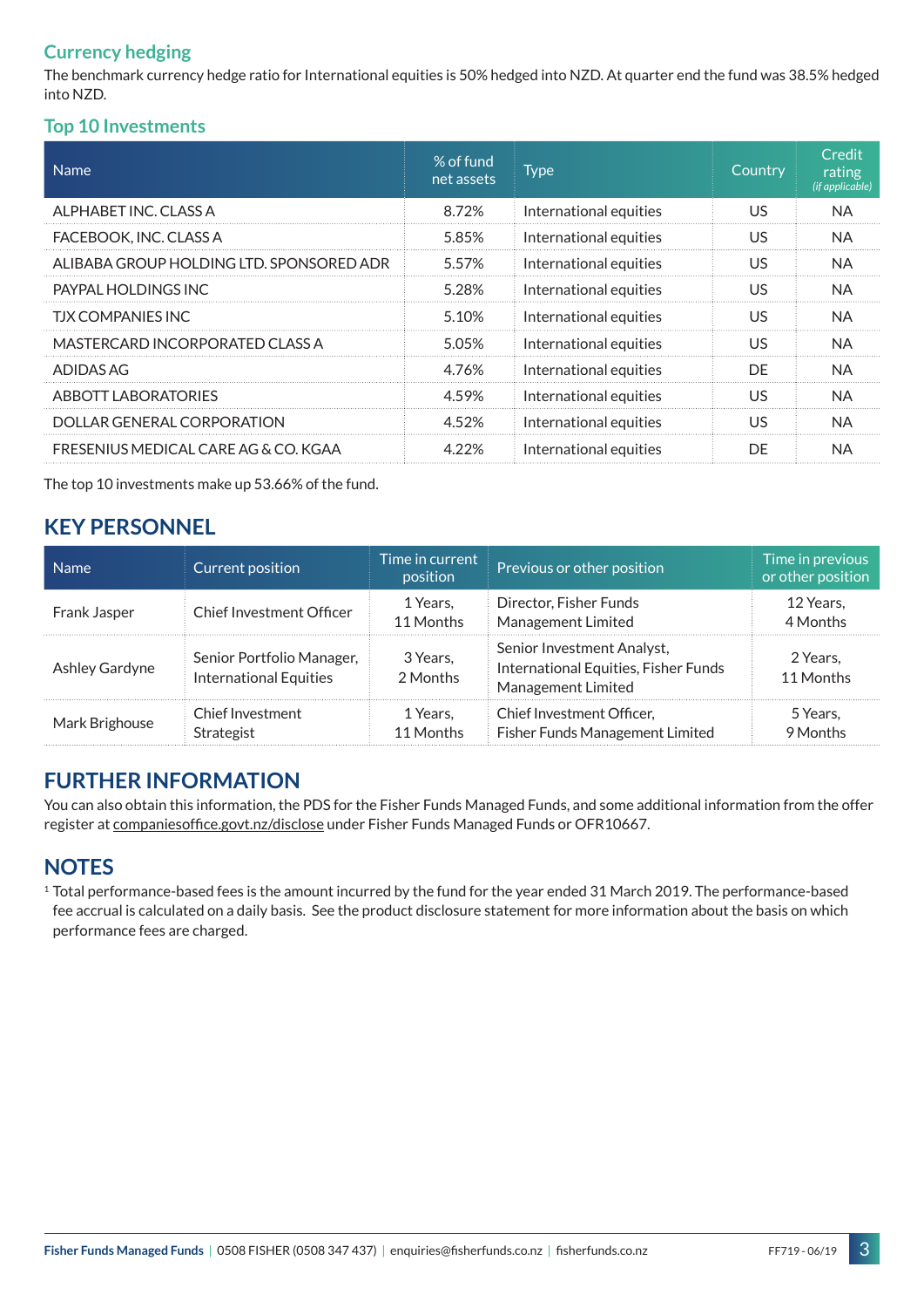## Currency hedging

The benchmark currency hedge ratio for International equities is 50% hedged into NZD. At quarter end the fund was 38.5% hedged into NZD.

## Top 10 Investments

| Name | % of fund net assets | Type | Country | Credit rating *(if applicable)* |
|---|---|---|---|---|
| ALPHABET INC. CLASS A | 8.72% | International equities | US | NA |
| FACEBOOK, INC. CLASS A | 5.85% | International equities | US | NA |
| ALIBABA GROUP HOLDING LTD. SPONSORED ADR | 5.57% | International equities | US | NA |
| PAYPAL HOLDINGS INC | 5.28% | International equities | US | NA |
| TJX COMPANIES INC | 5.10% | International equities | US | NA |
| MASTERCARD INCORPORATED CLASS A | 5.05% | International equities | US | NA |
| ADIDAS AG | 4.76% | International equities | DE | NA |
| ABBOTT LABORATORIES | 4.59% | International equities | US | NA |
| DOLLAR GENERAL CORPORATION | 4.52% | International equities | US | NA |
| FRESENIUS MEDICAL CARE AG & CO. KGAA | 4.22% | International equities | DE | NA |

The top 10 investments make up 53.66% of the fund.

## KEY PERSONNEL

| Name | Current position | Time in current position | Previous or other position | Time in previous or other position |
|---|---|---|---|---|
| Frank Jasper | Chief Investment Officer | 1 Years, 11 Months | Director, Fisher Funds Management Limited | 12 Years, 4 Months |
| Ashley Gardyne | Senior Portfolio Manager, International Equities | 3 Years, 2 Months | Senior Investment Analyst, International Equities, Fisher Funds Management Limited | 2 Years, 11 Months |
| Mark Brighouse | Chief Investment Strategist | 1 Years, 11 Months | Chief Investment Officer, Fisher Funds Management Limited | 5 Years, 9 Months |

## FURTHER INFORMATION

You can also obtain this information, the PDS for the Fisher Funds Managed Funds, and some additional information from the offer register at companiesoffice.govt.nz/disclose under Fisher Funds Managed Funds or OFR10667.

## NOTES

[1] Total performance-based fees is the amount incurred by the fund for the year ended 31 March 2019. The performance-based fee accrual is calculated on a daily basis. See the product disclosure statement for more information about the basis on which performance fees are charged.